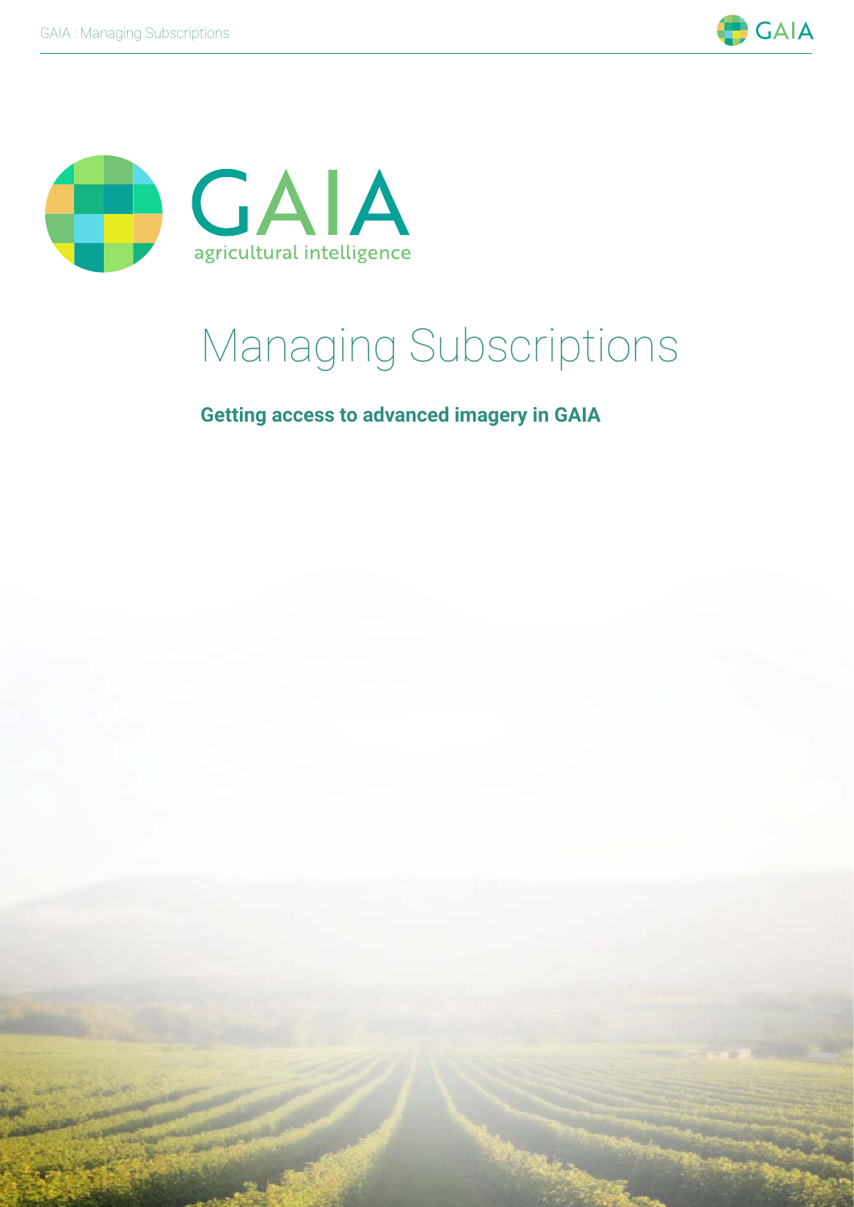GAIA

agricultural intelligence

# Managing Subscriptions

**Getting access to advanced imagery in GAIA**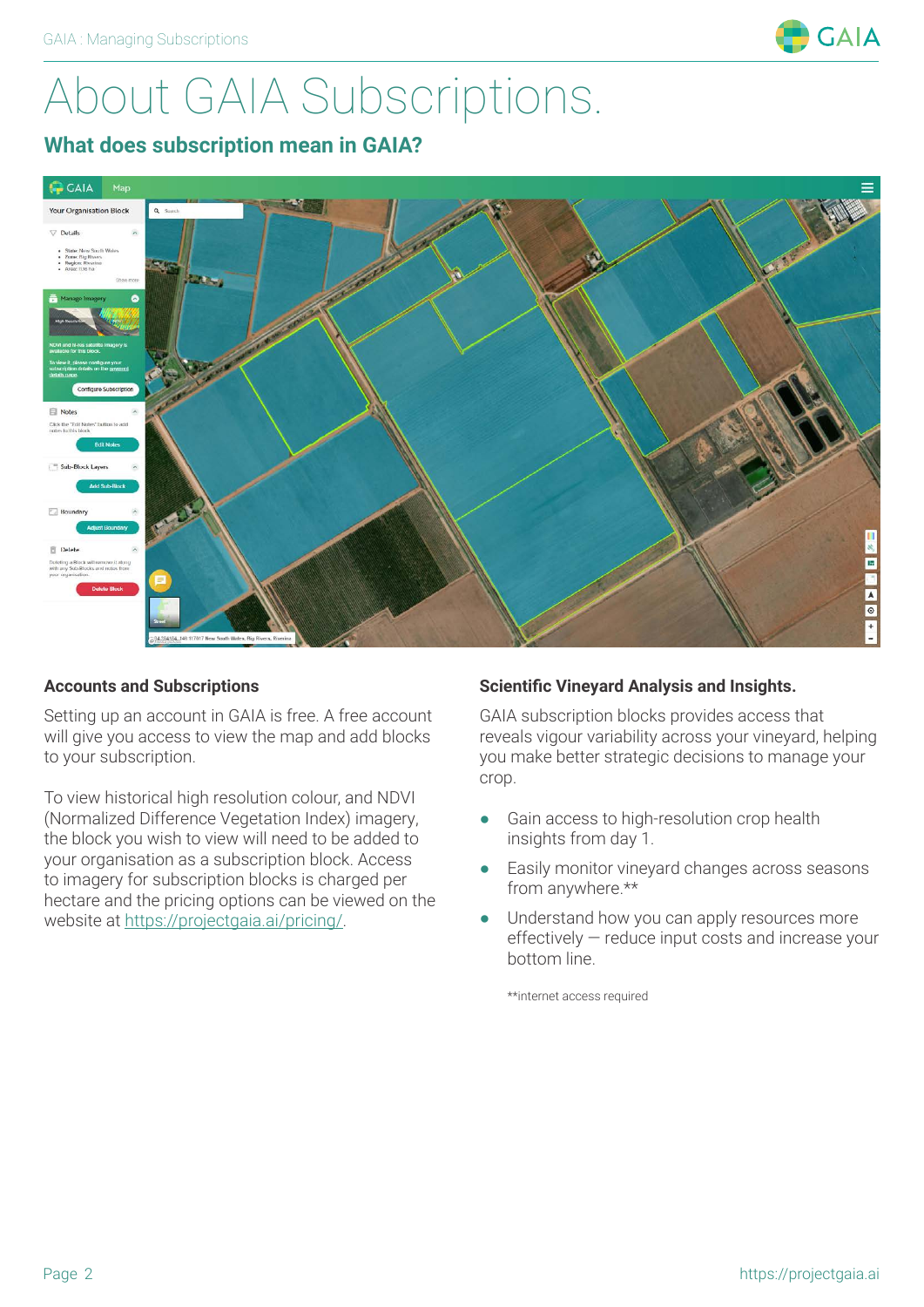# About GAIA Subscriptions.

## What does subscription mean in GAIA?

### Accounts and Subscriptions

Setting up an account in GAIA is free. A free account will give you access to view the map and add blocks to your subscription.

To view historical high resolution colour, and NDVI (Normalized Difference Vegetation Index) imagery, the block you wish to view will need to be added to your organisation as a subscription block. Access to imagery for subscription blocks is charged per hectare and the pricing options can be viewed on the website at https://projectgaia.ai/pricing/.

### Scientific Vineyard Analysis and Insights.

GAIA subscription blocks provides access that reveals vigour variability across your vineyard, helping you make better strategic decisions to manage your crop.

- Gain access to high-resolution crop health insights from day 1.
- Easily monitor vineyard changes across seasons from anywhere.**
- Understand how you can apply resources more effectively — reduce input costs and increase your bottom line.

**internet access required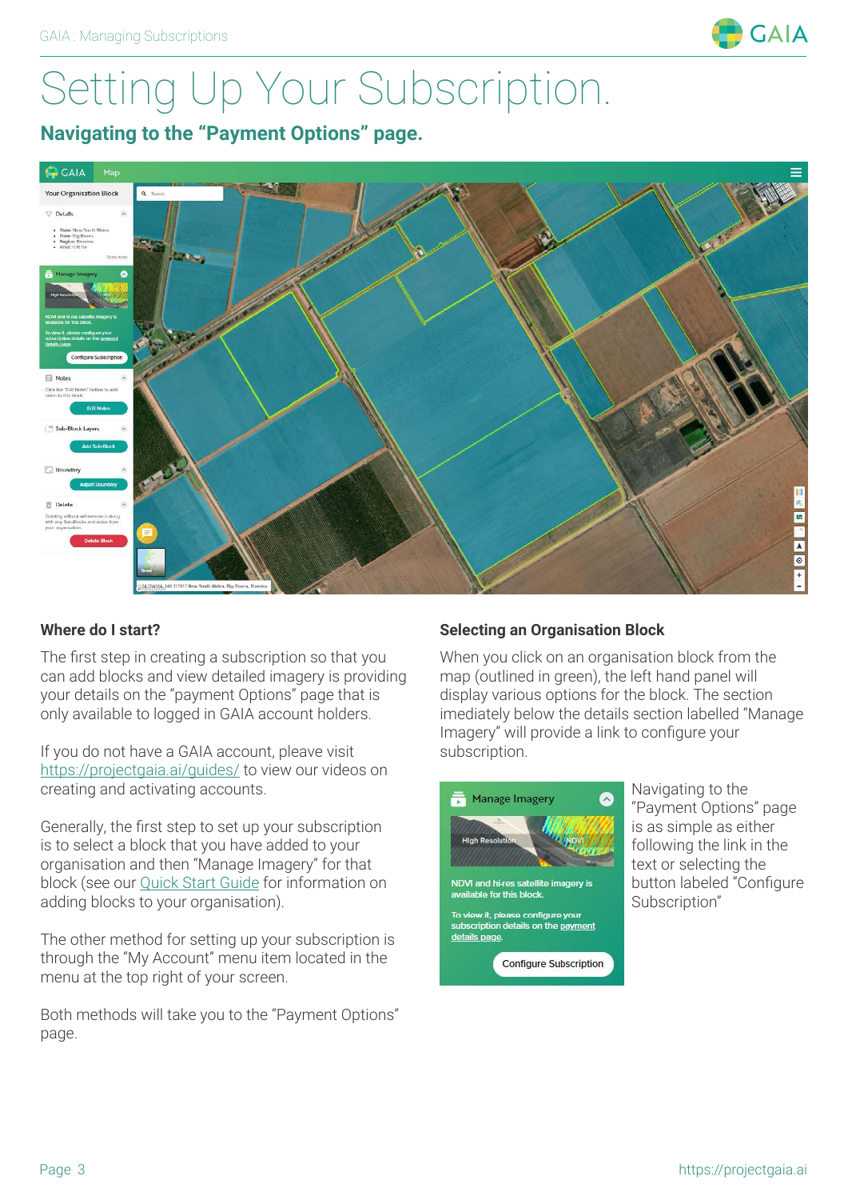# Setting Up Your Subscription.

## Navigating to the "Payment Options" page.

### Where do I start?

The first step in creating a subscription so that you can add blocks and view detailed imagery is providing your details on the "payment Options" page that is only available to logged in GAIA account holders.

If you do not have a GAIA account, pleave visit https://projectgaia.ai/guides/ to view our videos on creating and activating accounts.

Generally, the first step to set up your subscription is to select a block that you have added to your organisation and then "Manage Imagery" for that block (see our Quick Start Guide for information on adding blocks to your organisation).

The other method for setting up your subscription is through the "My Account" menu item located in the menu at the top right of your screen.

Both methods will take you to the "Payment Options" page.

### Selecting an Organisation Block

When you click on an organisation block from the map (outlined in green), the left hand panel will display various options for the block. The section imediately below the details section labelled "Manage Imagery" will provide a link to configure your subscription.

Navigating to the "Payment Options" page is as simple as either following the link in the text or selecting the button labeled "Configure Subscription"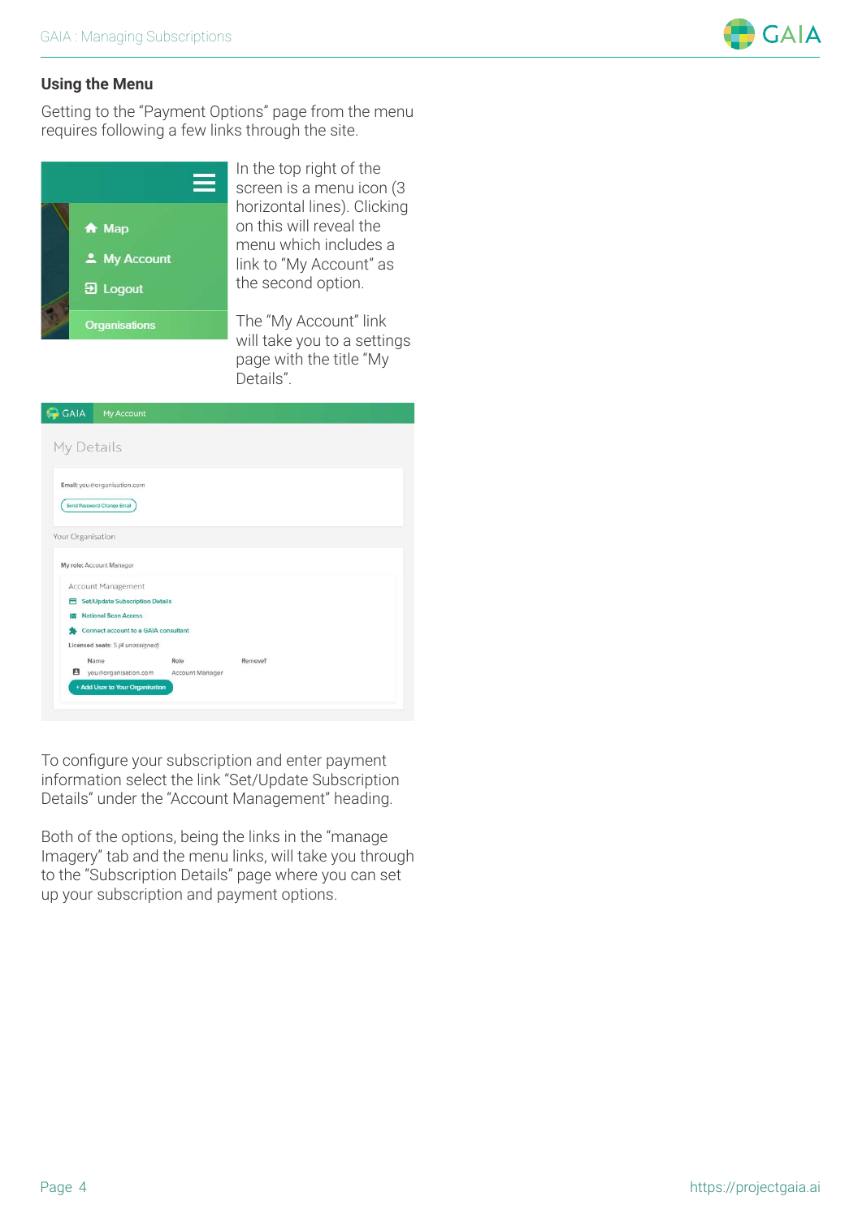## Using the Menu

Getting to the "Payment Options" page from the menu requires following a few links through the site.

In the top right of the screen is a menu icon (3 horizontal lines). Clicking on this will reveal the menu which includes a link to "My Account" as the second option.

The "My Account" link will take you to a settings page with the title "My Details".

To configure your subscription and enter payment information select the link "Set/Update Subscription Details" under the "Account Management" heading.

Both of the options, being the links in the "manage Imagery" tab and the menu links, will take you through to the "Subscription Details" page where you can set up your subscription and payment options.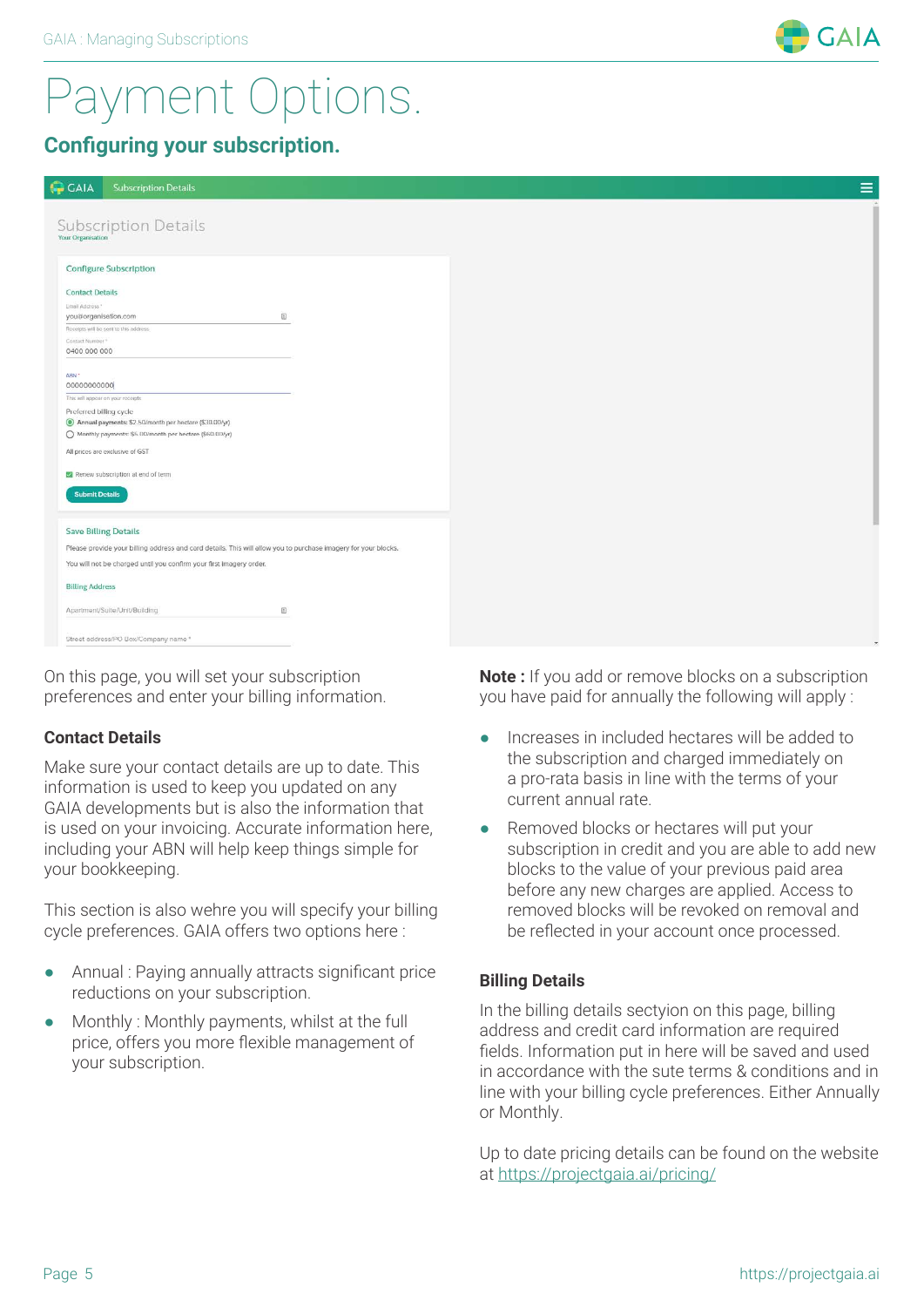# Payment Options.

## Configuring your subscription.

On this page, you will set your subscription preferences and enter your billing information.

### Contact Details

Make sure your contact details are up to date. This information is used to keep you updated on any GAIA developments but is also the information that is used on your invoicing. Accurate information here, including your ABN will help keep things simple for your bookkeeping.

This section is also wehre you will specify your billing cycle preferences. GAIA offers two options here :

- Annual : Paying annually attracts significant price reductions on your subscription.
- Monthly : Monthly payments, whilst at the full price, offers you more flexible management of your subscription.

**Note :** If you add or remove blocks on a subscription you have paid for annually the following will apply :

- Increases in included hectares will be added to the subscription and charged immediately on a pro-rata basis in line with the terms of your current annual rate.
- Removed blocks or hectares will put your subscription in credit and you are able to add new blocks to the value of your previous paid area before any new charges are applied. Access to removed blocks will be revoked on removal and be reflected in your account once processed.

### Billing Details

In the billing details sectyion on this page, billing address and credit card information are required fields. Information put in here will be saved and used in accordance with the sute terms & conditions and in line with your billing cycle preferences. Either Annually or Monthly.

Up to date pricing details can be found on the website at https://projectgaia.ai/pricing/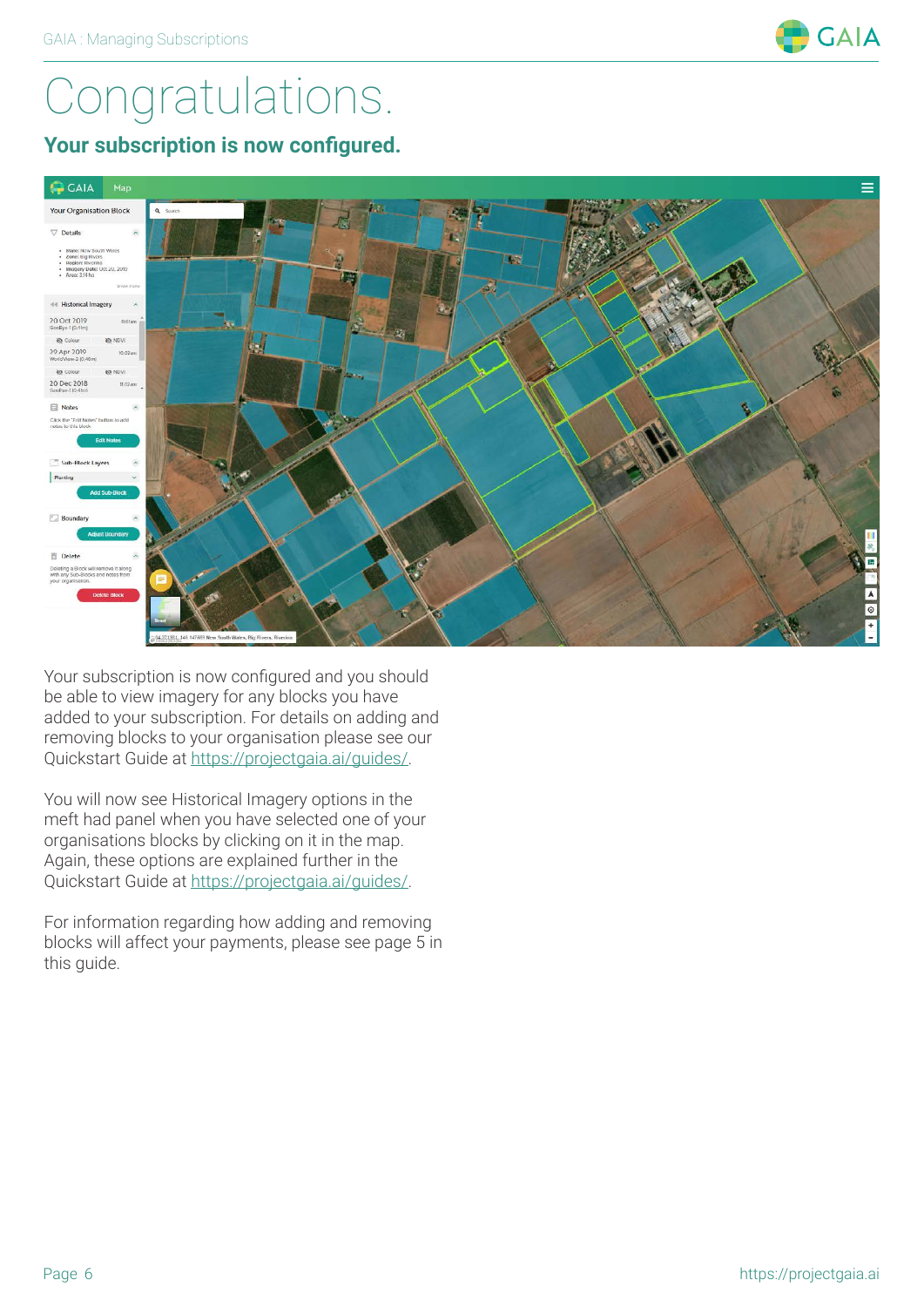# Congratulations.

## Your subscription is now configured.

Your subscription is now configured and you should be able to view imagery for any blocks you have added to your subscription. For details on adding and removing blocks to your organisation please see our Quickstart Guide at https://projectgaia.ai/guides/.

You will now see Historical Imagery options in the meft had panel when you have selected one of your organisations blocks by clicking on it in the map. Again, these options are explained further in the Quickstart Guide at https://projectgaia.ai/guides/.

For information regarding how adding and removing blocks will affect your payments, please see page 5 in this guide.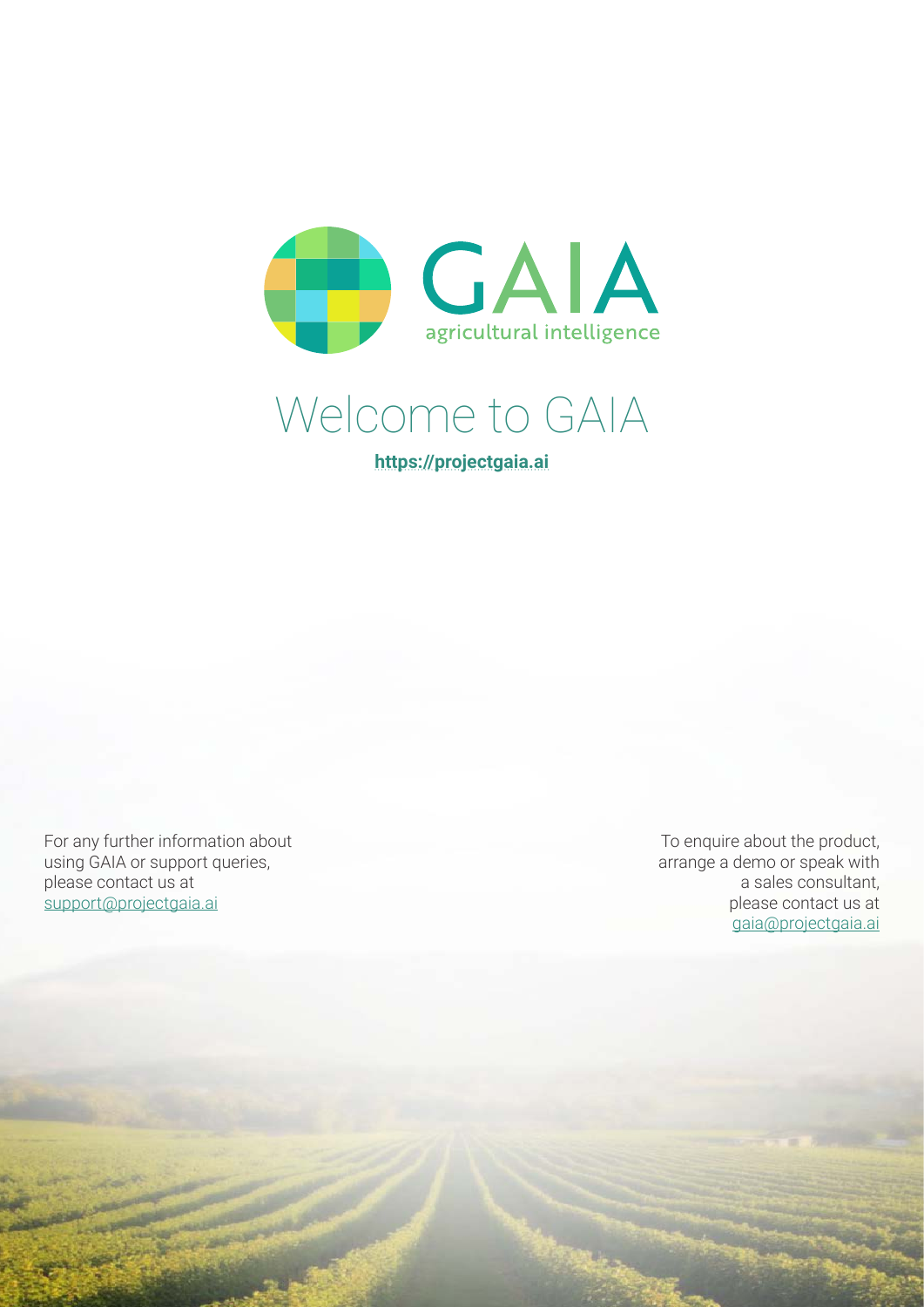GAIA

agricultural intelligence

# Welcome to GAIA

**https://projectgaia.ai**

For any further information about using GAIA or support queries, please contact us at support@projectgaia.ai

To enquire about the product, arrange a demo or speak with a sales consultant, please contact us at gaia@projectgaia.ai